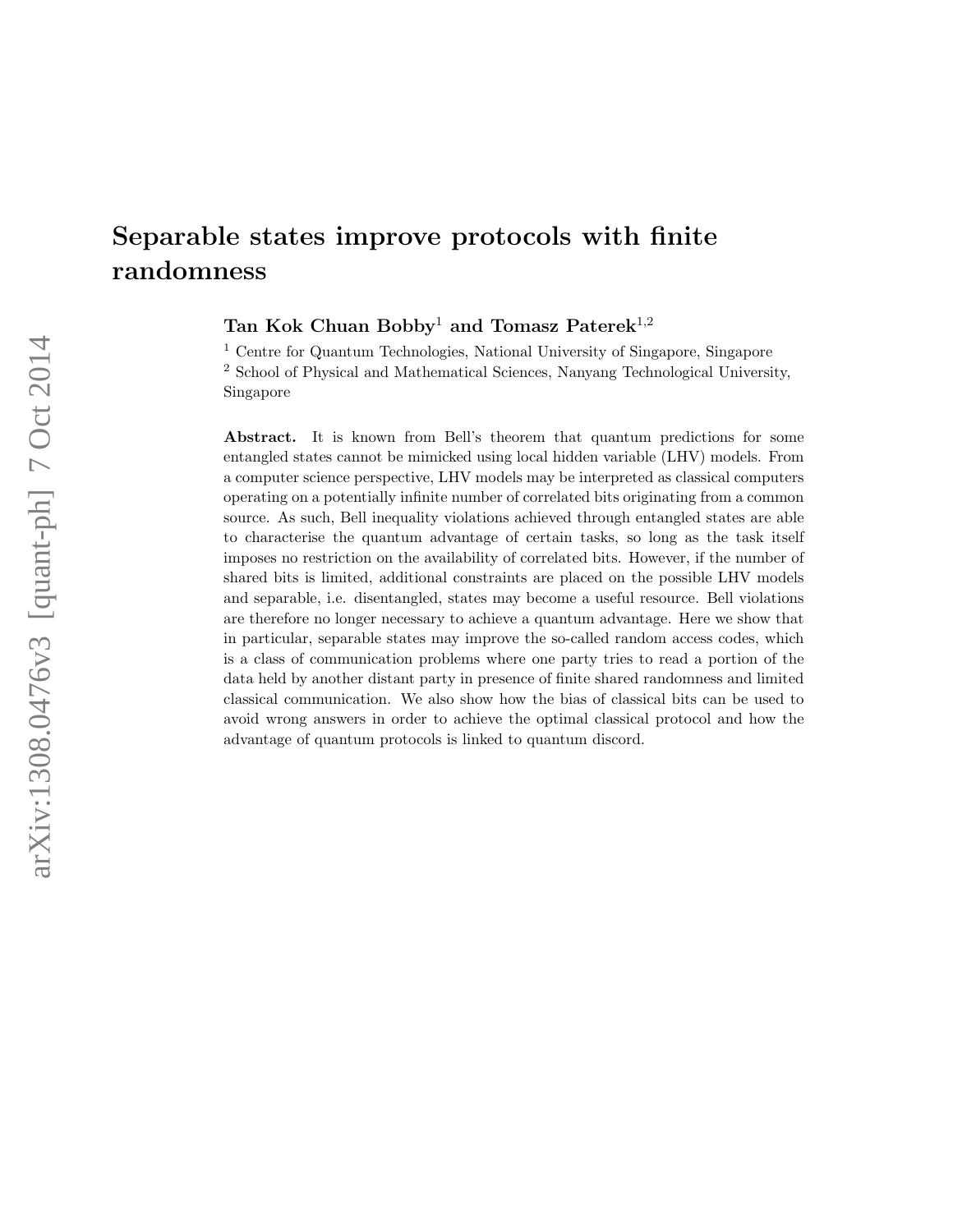# Separable states improve protocols with finite randomness

**Tan Kok Chuan Bobby**[1] **and Tomasz Paterek**[1,2]

[1] Centre for Quantum Technologies, National University of Singapore, Singapore

[2] School of Physical and Mathematical Sciences, Nanyang Technological University, Singapore

**Abstract.** It is known from Bell's theorem that quantum predictions for some entangled states cannot be mimicked using local hidden variable (LHV) models. From a computer science perspective, LHV models may be interpreted as classical computers operating on a potentially infinite number of correlated bits originating from a common source. As such, Bell inequality violations achieved through entangled states are able to characterise the quantum advantage of certain tasks, so long as the task itself imposes no restriction on the availability of correlated bits. However, if the number of shared bits is limited, additional constraints are placed on the possible LHV models and separable, i.e. disentangled, states may become a useful resource. Bell violations are therefore no longer necessary to achieve a quantum advantage. Here we show that in particular, separable states may improve the so-called random access codes, which is a class of communication problems where one party tries to read a portion of the data held by another distant party in presence of finite shared randomness and limited classical communication. We also show how the bias of classical bits can be used to avoid wrong answers in order to achieve the optimal classical protocol and how the advantage of quantum protocols is linked to quantum discord.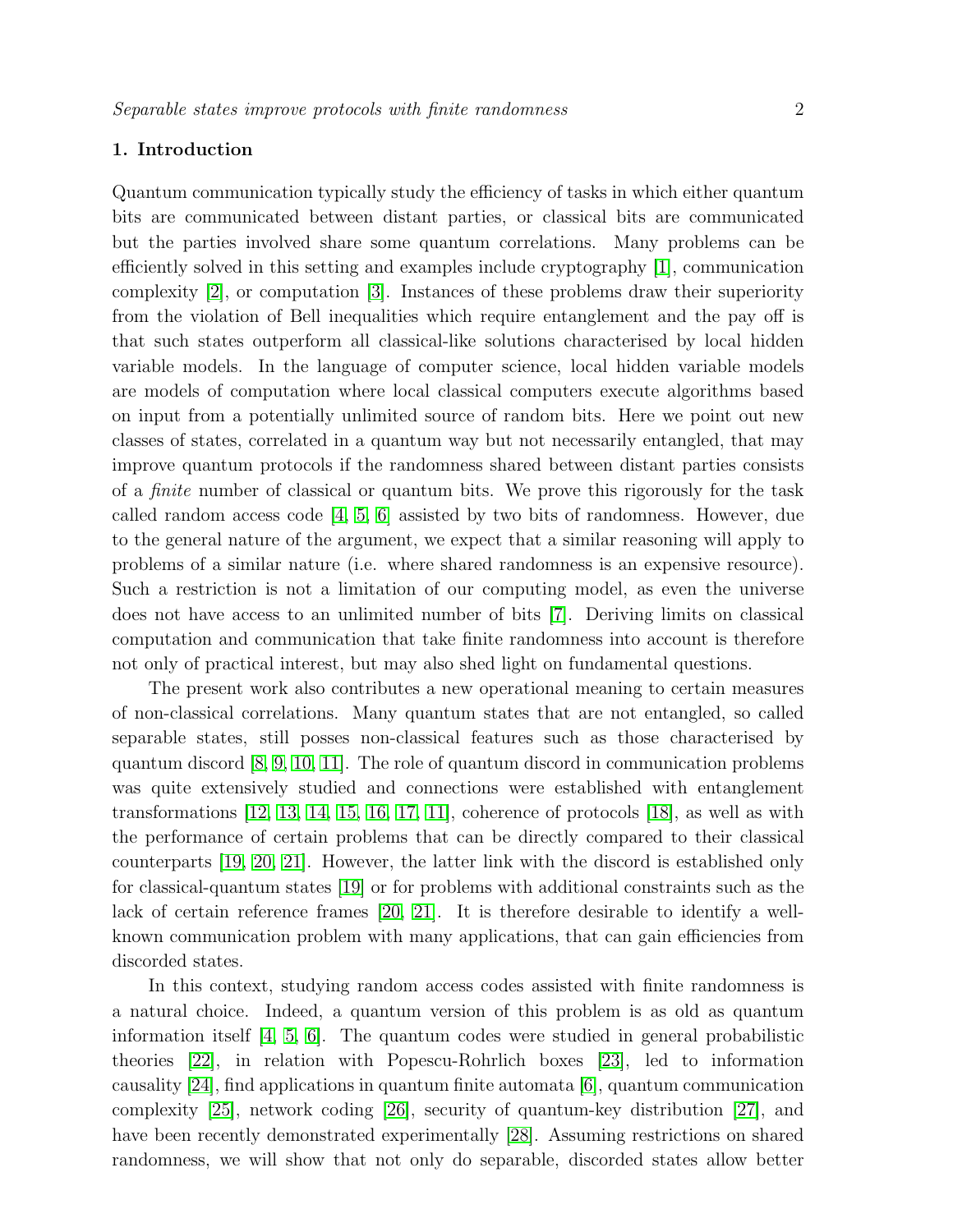## 1. Introduction

Quantum communication typically study the efficiency of tasks in which either quantum bits are communicated between distant parties, or classical bits are communicated but the parties involved share some quantum correlations. Many problems can be efficiently solved in this setting and examples include cryptography [1], communication complexity [2], or computation [3]. Instances of these problems draw their superiority from the violation of Bell inequalities which require entanglement and the pay off is that such states outperform all classical-like solutions characterised by local hidden variable models. In the language of computer science, local hidden variable models are models of computation where local classical computers execute algorithms based on input from a potentially unlimited source of random bits. Here we point out new classes of states, correlated in a quantum way but not necessarily entangled, that may improve quantum protocols if the randomness shared between distant parties consists of a *finite* number of classical or quantum bits. We prove this rigorously for the task called random access code [4, 5, 6] assisted by two bits of randomness. However, due to the general nature of the argument, we expect that a similar reasoning will apply to problems of a similar nature (i.e. where shared randomness is an expensive resource). Such a restriction is not a limitation of our computing model, as even the universe does not have access to an unlimited number of bits [7]. Deriving limits on classical computation and communication that take finite randomness into account is therefore not only of practical interest, but may also shed light on fundamental questions.

The present work also contributes a new operational meaning to certain measures of non-classical correlations. Many quantum states that are not entangled, so called separable states, still posses non-classical features such as those characterised by quantum discord [8, 9, 10, 11]. The role of quantum discord in communication problems was quite extensively studied and connections were established with entanglement transformations [12, 13, 14, 15, 16, 17, 11], coherence of protocols [18], as well as with the performance of certain problems that can be directly compared to their classical counterparts [19, 20, 21]. However, the latter link with the discord is established only for classical-quantum states [19] or for problems with additional constraints such as the lack of certain reference frames [20, 21]. It is therefore desirable to identify a well-known communication problem with many applications, that can gain efficiencies from discorded states.

In this context, studying random access codes assisted with finite randomness is a natural choice. Indeed, a quantum version of this problem is as old as quantum information itself [4, 5, 6]. The quantum codes were studied in general probabilistic theories [22], in relation with Popescu-Rohrlich boxes [23], led to information causality [24], find applications in quantum finite automata [6], quantum communication complexity [25], network coding [26], security of quantum-key distribution [27], and have been recently demonstrated experimentally [28]. Assuming restrictions on shared randomness, we will show that not only do separable, discorded states allow better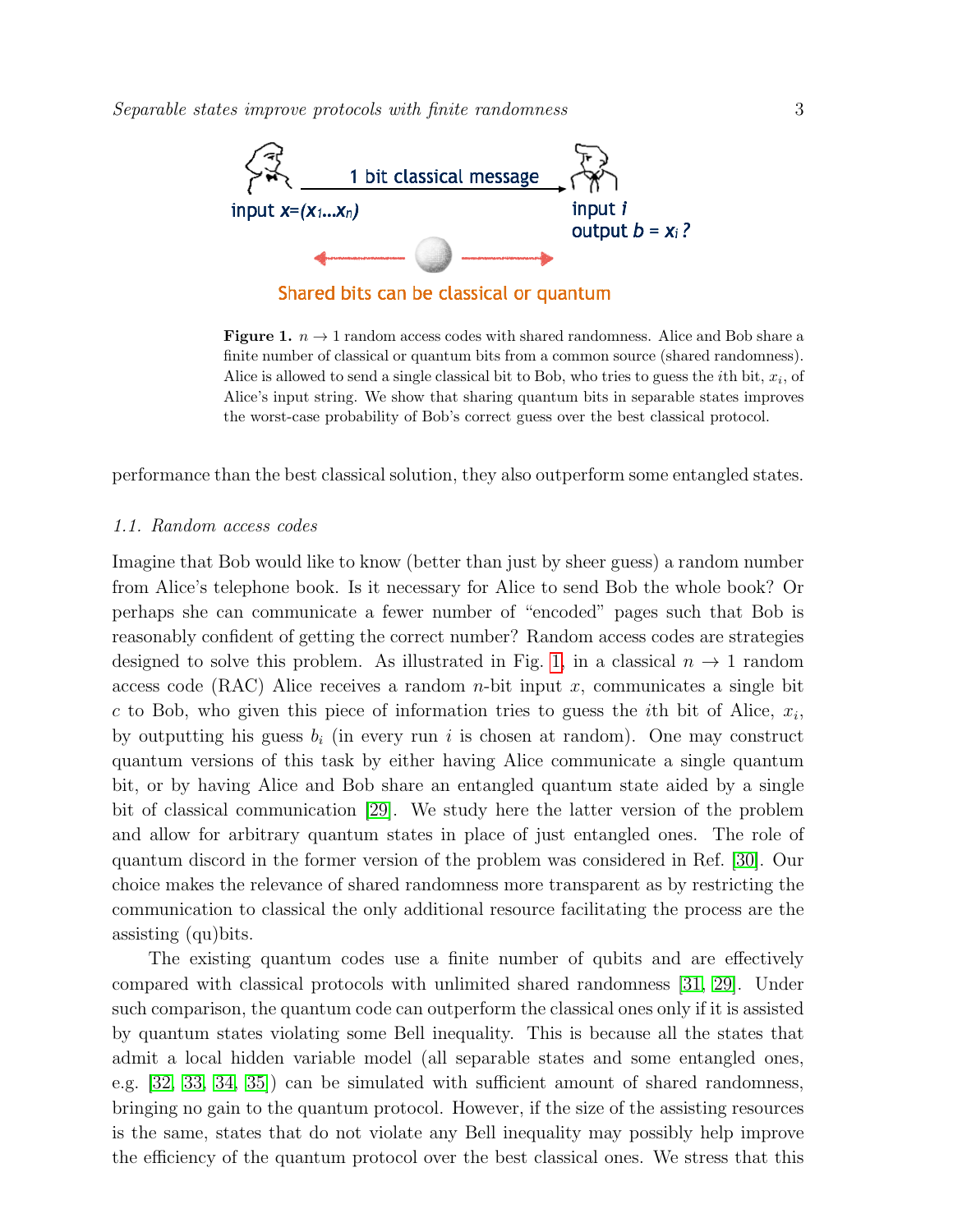1 bit classical message

input $x=(x_1...x_n)$

input $i$
output $b = x_i$ ?

Shared bits can be classical or quantum

**Figure 1.** $n \to 1$ random access codes with shared randomness. Alice and Bob share a finite number of classical or quantum bits from a common source (shared randomness). Alice is allowed to send a single classical bit to Bob, who tries to guess the $i$th bit, $x_i$, of Alice's input string. We show that sharing quantum bits in separable states improves the worst-case probability of Bob's correct guess over the best classical protocol.

performance than the best classical solution, they also outperform some entangled states.

### 1.1. Random access codes

Imagine that Bob would like to know (better than just by sheer guess) a random number from Alice's telephone book. Is it necessary for Alice to send Bob the whole book? Or perhaps she can communicate a fewer number of "encoded" pages such that Bob is reasonably confident of getting the correct number? Random access codes are strategies designed to solve this problem. As illustrated in Fig. 1, in a classical $n \to 1$ random access code (RAC) Alice receives a random $n$-bit input $x$, communicates a single bit $c$ to Bob, who given this piece of information tries to guess the $i$th bit of Alice, $x_i$, by outputting his guess $b_i$ (in every run $i$ is chosen at random). One may construct quantum versions of this task by either having Alice communicate a single quantum bit, or by having Alice and Bob share an entangled quantum state aided by a single bit of classical communication [29]. We study here the latter version of the problem and allow for arbitrary quantum states in place of just entangled ones. The role of quantum discord in the former version of the problem was considered in Ref. [30]. Our choice makes the relevance of shared randomness more transparent as by restricting the communication to classical the only additional resource facilitating the process are the assisting (qu)bits.

The existing quantum codes use a finite number of qubits and are effectively compared with classical protocols with unlimited shared randomness [31, 29]. Under such comparison, the quantum code can outperform the classical ones only if it is assisted by quantum states violating some Bell inequality. This is because all the states that admit a local hidden variable model (all separable states and some entangled ones, e.g. [32, 33, 34, 35]) can be simulated with sufficient amount of shared randomness, bringing no gain to the quantum protocol. However, if the size of the assisting resources is the same, states that do not violate any Bell inequality may possibly help improve the efficiency of the quantum protocol over the best classical ones. We stress that this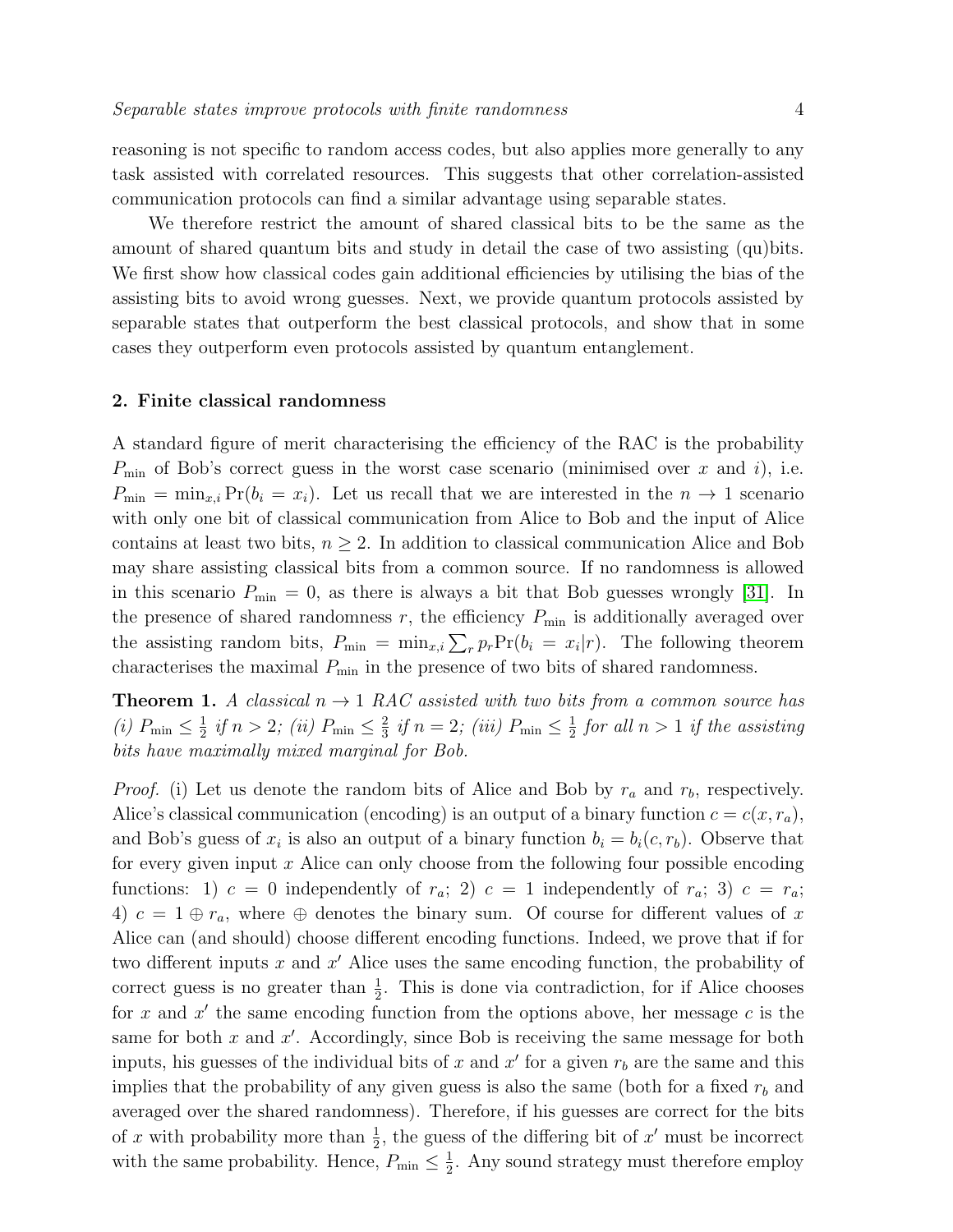reasoning is not specific to random access codes, but also applies more generally to any task assisted with correlated resources. This suggests that other correlation-assisted communication protocols can find a similar advantage using separable states.

We therefore restrict the amount of shared classical bits to be the same as the amount of shared quantum bits and study in detail the case of two assisting (qu)bits. We first show how classical codes gain additional efficiencies by utilising the bias of the assisting bits to avoid wrong guesses. Next, we provide quantum protocols assisted by separable states that outperform the best classical protocols, and show that in some cases they outperform even protocols assisted by quantum entanglement.

## 2. Finite classical randomness

A standard figure of merit characterising the efficiency of the RAC is the probability $P_{\min}$ of Bob's correct guess in the worst case scenario (minimised over $x$ and $i$), i.e. $P_{\min} = \min_{x,i} \Pr(b_i = x_i)$. Let us recall that we are interested in the $n \to 1$ scenario with only one bit of classical communication from Alice to Bob and the input of Alice contains at least two bits, $n \geq 2$. In addition to classical communication Alice and Bob may share assisting classical bits from a common source. If no randomness is allowed in this scenario $P_{\min} = 0$, as there is always a bit that Bob guesses wrongly [31]. In the presence of shared randomness $r$, the efficiency $P_{\min}$ is additionally averaged over the assisting random bits, $P_{\min} = \min_{x,i} \sum_r p_r \Pr(b_i = x_i|r)$. The following theorem characterises the maximal $P_{\min}$ in the presence of two bits of shared randomness.

**Theorem 1.** *A classical $n \to 1$ RAC assisted with two bits from a common source has (i) $P_{\min} \leq \frac{1}{2}$ if $n > 2$; (ii) $P_{\min} \leq \frac{2}{3}$ if $n = 2$; (iii) $P_{\min} \leq \frac{1}{2}$ for all $n > 1$ if the assisting bits have maximally mixed marginal for Bob.*

*Proof.* (i) Let us denote the random bits of Alice and Bob by $r_a$ and $r_b$, respectively. Alice's classical communication (encoding) is an output of a binary function $c = c(x, r_a)$, and Bob's guess of $x_i$ is also an output of a binary function $b_i = b_i(c, r_b)$. Observe that for every given input $x$ Alice can only choose from the following four possible encoding functions: 1) $c = 0$ independently of $r_a$; 2) $c = 1$ independently of $r_a$; 3) $c = r_a$; 4) $c = 1 \oplus r_a$, where $\oplus$ denotes the binary sum. Of course for different values of $x$ Alice can (and should) choose different encoding functions. Indeed, we prove that if for two different inputs $x$ and $x'$ Alice uses the same encoding function, the probability of correct guess is no greater than $\frac{1}{2}$. This is done via contradiction, for if Alice chooses for $x$ and $x'$ the same encoding function from the options above, her message $c$ is the same for both $x$ and $x'$. Accordingly, since Bob is receiving the same message for both inputs, his guesses of the individual bits of $x$ and $x'$ for a given $r_b$ are the same and this implies that the probability of any given guess is also the same (both for a fixed $r_b$ and averaged over the shared randomness). Therefore, if his guesses are correct for the bits of $x$ with probability more than $\frac{1}{2}$, the guess of the differing bit of $x'$ must be incorrect with the same probability. Hence, $P_{\min} \leq \frac{1}{2}$. Any sound strategy must therefore employ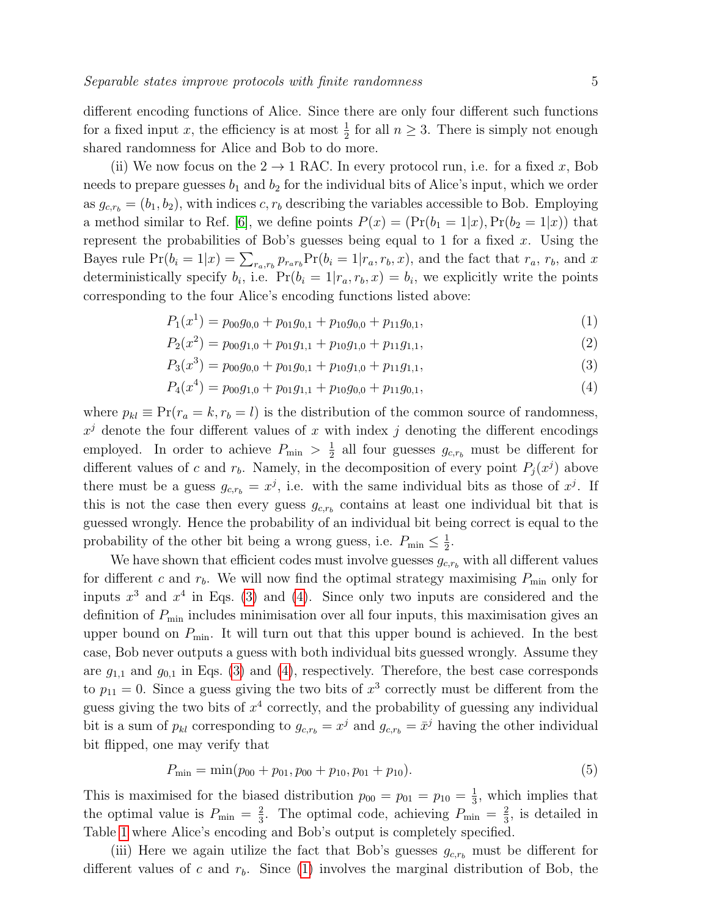different encoding functions of Alice. Since there are only four different such functions for a fixed input $x$, the efficiency is at most $\frac{1}{2}$ for all $n \geq 3$. There is simply not enough shared randomness for Alice and Bob to do more.

(ii) We now focus on the $2 \to 1$ RAC. In every protocol run, i.e. for a fixed $x$, Bob needs to prepare guesses $b_1$ and $b_2$ for the individual bits of Alice's input, which we order as $g_{c,r_b} = (b_1, b_2)$, with indices $c, r_b$ describing the variables accessible to Bob. Employing a method similar to Ref. [6], we define points $P(x) = (\Pr(b_1 = 1|x), \Pr(b_2 = 1|x))$ that represent the probabilities of Bob's guesses being equal to 1 for a fixed $x$. Using the Bayes rule $\Pr(b_i = 1|x) = \sum_{r_a,r_b} p_{r_a r_b} \Pr(b_i = 1|r_a, r_b, x)$, and the fact that $r_a$, $r_b$, and $x$ deterministically specify $b_i$, i.e. $\Pr(b_i = 1|r_a, r_b, x) = b_i$, we explicitly write the points corresponding to the four Alice's encoding functions listed above:

$$P_1(x^1) = p_{00}g_{0,0} + p_{01}g_{0,1} + p_{10}g_{0,0} + p_{11}g_{0,1}, \tag{1}$$

$$P_2(x^2) = p_{00}g_{1,0} + p_{01}g_{1,1} + p_{10}g_{1,0} + p_{11}g_{1,1}, \tag{2}$$

$$P_3(x^3) = p_{00}g_{0,0} + p_{01}g_{0,1} + p_{10}g_{1,0} + p_{11}g_{1,1}, \tag{3}$$

$$P_4(x^4) = p_{00}g_{1,0} + p_{01}g_{1,1} + p_{10}g_{0,0} + p_{11}g_{0,1}, \tag{4}$$

where $p_{kl} \equiv \Pr(r_a = k, r_b = l)$ is the distribution of the common source of randomness, $x^j$ denote the four different values of $x$ with index $j$ denoting the different encodings employed. In order to achieve $P_{\min} > \frac{1}{2}$ all four guesses $g_{c,r_b}$ must be different for different values of $c$ and $r_b$. Namely, in the decomposition of every point $P_j(x^j)$ above there must be a guess $g_{c,r_b} = x^j$, i.e. with the same individual bits as those of $x^j$. If this is not the case then every guess $g_{c,r_b}$ contains at least one individual bit that is guessed wrongly. Hence the probability of an individual bit being correct is equal to the probability of the other bit being a wrong guess, i.e. $P_{\min} \leq \frac{1}{2}$.

We have shown that efficient codes must involve guesses $g_{c,r_b}$ with all different values for different $c$ and $r_b$. We will now find the optimal strategy maximising $P_{\min}$ only for inputs $x^3$ and $x^4$ in Eqs. (3) and (4). Since only two inputs are considered and the definition of $P_{\min}$ includes minimisation over all four inputs, this maximisation gives an upper bound on $P_{\min}$. It will turn out that this upper bound is achieved. In the best case, Bob never outputs a guess with both individual bits guessed wrongly. Assume they are $g_{1,1}$ and $g_{0,1}$ in Eqs. (3) and (4), respectively. Therefore, the best case corresponds to $p_{11} = 0$. Since a guess giving the two bits of $x^3$ correctly must be different from the guess giving the two bits of $x^4$ correctly, and the probability of guessing any individual bit is a sum of $p_{kl}$ corresponding to $g_{c,r_b} = x^j$ and $g_{c,r_b} = \bar{x}^j$ having the other individual bit flipped, one may verify that

$$P_{\min} = \min(p_{00} + p_{01}, p_{00} + p_{10}, p_{01} + p_{10}). \tag{5}$$

This is maximised for the biased distribution $p_{00} = p_{01} = p_{10} = \frac{1}{3}$, which implies that the optimal value is $P_{\min} = \frac{2}{3}$. The optimal code, achieving $P_{\min} = \frac{2}{3}$, is detailed in Table 1 where Alice's encoding and Bob's output is completely specified.

(iii) Here we again utilize the fact that Bob's guesses $g_{c,r_b}$ must be different for different values of $c$ and $r_b$. Since (1) involves the marginal distribution of Bob, the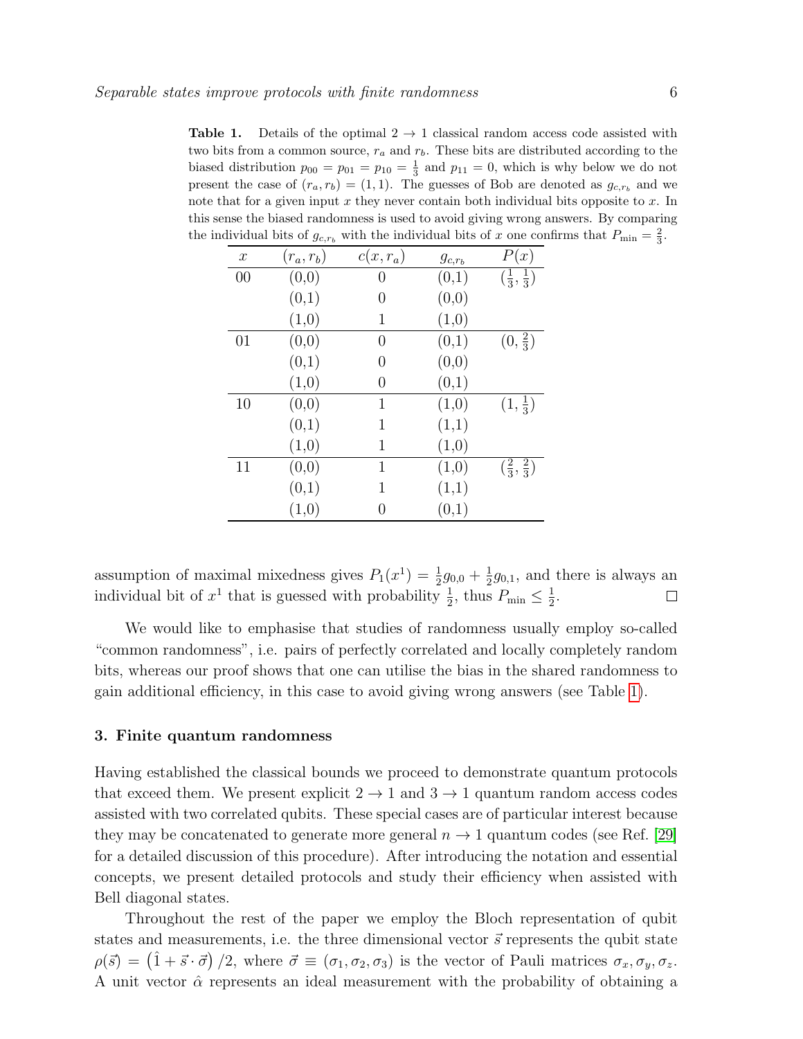**Table 1.** Details of the optimal $2 \to 1$ classical random access code assisted with two bits from a common source, $r_a$ and $r_b$. These bits are distributed according to the biased distribution $p_{00} = p_{01} = p_{10} = \frac{1}{3}$ and $p_{11} = 0$, which is why below we do not present the case of $(r_a, r_b) = (1, 1)$. The guesses of Bob are denoted as $g_{c,r_b}$ and we note that for a given input $x$ they never contain both individual bits opposite to $x$. In this sense the biased randomness is used to avoid giving wrong answers. By comparing the individual bits of $g_{c,r_b}$ with the individual bits of $x$ one confirms that $P_{\min} = \frac{2}{3}$.

| $x$ | $(r_a, r_b)$ | $c(x, r_a)$ | $g_{c,r_b}$ | $P(x)$ |
|---|---|---|---|---|
| 00 | (0,0) | 0 | (0,1) | $(\frac{1}{3}, \frac{1}{3})$ |
| | (0,1) | 0 | (0,0) | |
| | (1,0) | 1 | (1,0) | |
| 01 | (0,0) | 0 | (0,1) | $(0, \frac{2}{3})$ |
| | (0,1) | 0 | (0,0) | |
| | (1,0) | 0 | (0,1) | |
| 10 | (0,0) | 1 | (1,0) | $(1, \frac{1}{3})$ |
| | (0,1) | 1 | (1,1) | |
| | (1,0) | 1 | (1,0) | |
| 11 | (0,0) | 1 | (1,0) | $(\frac{2}{3}, \frac{2}{3})$ |
| | (0,1) | 1 | (1,1) | |
| | (1,0) | 0 | (0,1) | |

assumption of maximal mixedness gives $P_1(x^1) = \frac{1}{2} g_{0,0} + \frac{1}{2} g_{0,1}$, and there is always an individual bit of $x^1$ that is guessed with probability $\frac{1}{2}$, thus $P_{\min} \leq \frac{1}{2}$. $\square$

We would like to emphasise that studies of randomness usually employ so-called "common randomness", i.e. pairs of perfectly correlated and locally completely random bits, whereas our proof shows that one can utilise the bias in the shared randomness to gain additional efficiency, in this case to avoid giving wrong answers (see Table 1).

## 3. Finite quantum randomness

Having established the classical bounds we proceed to demonstrate quantum protocols that exceed them. We present explicit $2 \to 1$ and $3 \to 1$ quantum random access codes assisted with two correlated qubits. These special cases are of particular interest because they may be concatenated to generate more general $n \to 1$ quantum codes (see Ref. [29] for a detailed discussion of this procedure). After introducing the notation and essential concepts, we present detailed protocols and study their efficiency when assisted with Bell diagonal states.

Throughout the rest of the paper we employ the Bloch representation of qubit states and measurements, i.e. the three dimensional vector $\vec{s}$ represents the qubit state $\rho(\vec{s}) = \left(\hat{1} + \vec{s} \cdot \vec{\sigma}\right)/2$, where $\vec{\sigma} \equiv (\sigma_1, \sigma_2, \sigma_3)$ is the vector of Pauli matrices $\sigma_x, \sigma_y, \sigma_z$. A unit vector $\hat{\alpha}$ represents an ideal measurement with the probability of obtaining a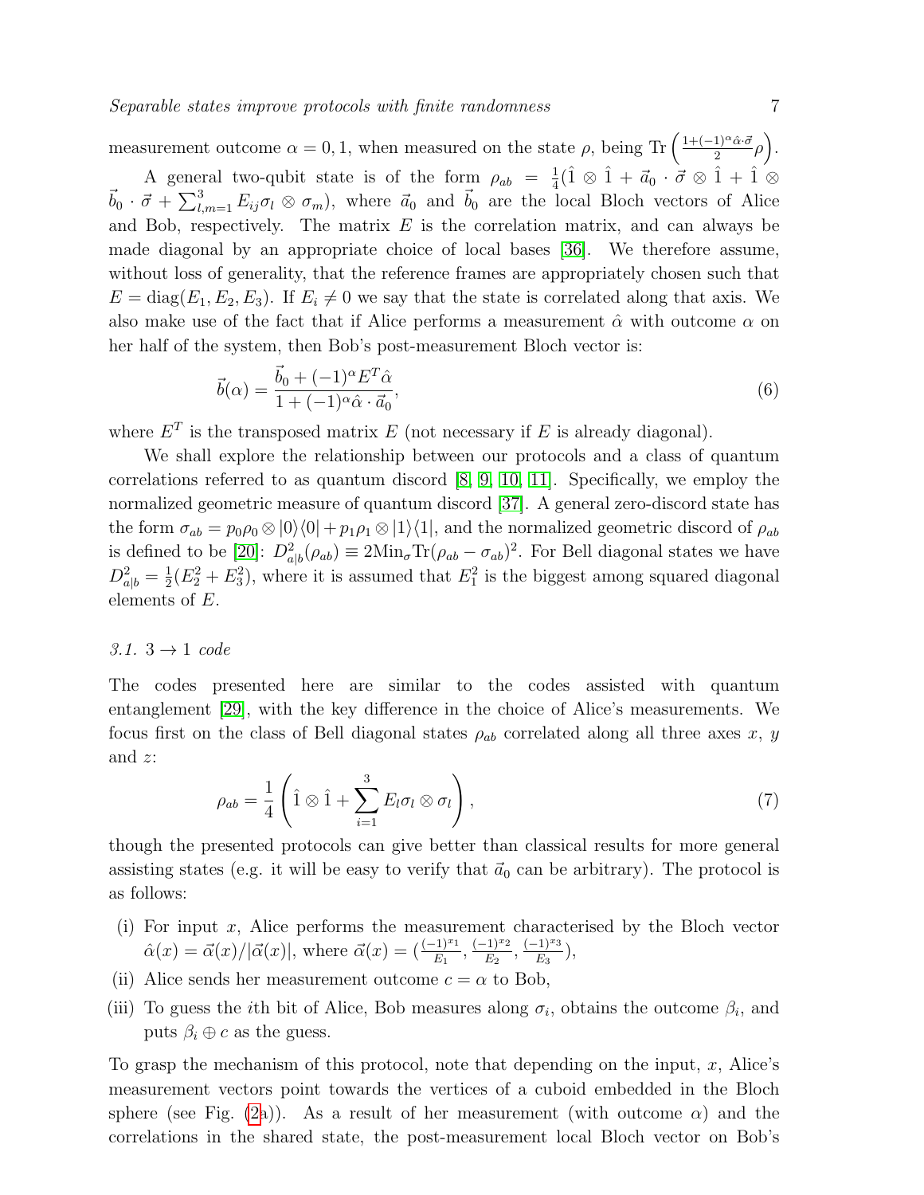measurement outcome $\alpha = 0, 1$, when measured on the state $\rho$, being $\mathrm{Tr}\left(\frac{1+(-1)^\alpha \hat{\alpha}\cdot\vec{\sigma}}{2}\rho\right)$.

A general two-qubit state is of the form $\rho_{ab} = \frac{1}{4}(\hat{1}\otimes\hat{1} + \vec{a}_0\cdot\vec{\sigma}\otimes\hat{1} + \hat{1}\otimes\vec{b}_0\cdot\vec{\sigma} + \sum_{l,m=1}^{3} E_{ij}\sigma_l\otimes\sigma_m)$, where $\vec{a}_0$ and $\vec{b}_0$ are the local Bloch vectors of Alice and Bob, respectively. The matrix $E$ is the correlation matrix, and can always be made diagonal by an appropriate choice of local bases [36]. We therefore assume, without loss of generality, that the reference frames are appropriately chosen such that $E = \mathrm{diag}(E_1, E_2, E_3)$. If $E_i \neq 0$ we say that the state is correlated along that axis. We also make use of the fact that if Alice performs a measurement $\hat{\alpha}$ with outcome $\alpha$ on her half of the system, then Bob's post-measurement Bloch vector is:

$$\vec{b}(\alpha) = \frac{\vec{b}_0 + (-1)^\alpha E^T\hat{\alpha}}{1 + (-1)^\alpha \hat{\alpha}\cdot\vec{a}_0}, \tag{6}$$

where $E^T$ is the transposed matrix $E$ (not necessary if $E$ is already diagonal).

We shall explore the relationship between our protocols and a class of quantum correlations referred to as quantum discord [8, 9, 10, 11]. Specifically, we employ the normalized geometric measure of quantum discord [37]. A general zero-discord state has the form $\sigma_{ab} = p_0\rho_0\otimes|0\rangle\langle 0| + p_1\rho_1\otimes|1\rangle\langle 1|$, and the normalized geometric discord of $\rho_{ab}$ is defined to be [20]: $D^2_{a|b}(\rho_{ab}) \equiv 2\mathrm{Min}_\sigma \mathrm{Tr}(\rho_{ab} - \sigma_{ab})^2$. For Bell diagonal states we have $D^2_{a|b} = \frac{1}{2}(E_2^2 + E_3^2)$, where it is assumed that $E_1^2$ is the biggest among squared diagonal elements of $E$.

### *3.1. 3 → 1 code*

The codes presented here are similar to the codes assisted with quantum entanglement [29], with the key difference in the choice of Alice's measurements. We focus first on the class of Bell diagonal states $\rho_{ab}$ correlated along all three axes $x$, $y$ and $z$:

$$\rho_{ab} = \frac{1}{4}\left(\hat{1}\otimes\hat{1} + \sum_{i=1}^{3} E_l\sigma_l\otimes\sigma_l\right), \tag{7}$$

though the presented protocols can give better than classical results for more general assisting states (e.g. it will be easy to verify that $\vec{a}_0$ can be arbitrary). The protocol is as follows:

- (i) For input $x$, Alice performs the measurement characterised by the Bloch vector $\hat{\alpha}(x) = \vec{\alpha}(x)/|\vec{\alpha}(x)|$, where $\vec{\alpha}(x) = (\frac{(-1)^{x_1}}{E_1}, \frac{(-1)^{x_2}}{E_2}, \frac{(-1)^{x_3}}{E_3})$,
- (ii) Alice sends her measurement outcome $c = \alpha$ to Bob,
- (iii) To guess the $i$th bit of Alice, Bob measures along $\sigma_i$, obtains the outcome $\beta_i$, and puts $\beta_i \oplus c$ as the guess.

To grasp the mechanism of this protocol, note that depending on the input, $x$, Alice's measurement vectors point towards the vertices of a cuboid embedded in the Bloch sphere (see Fig. (2a)). As a result of her measurement (with outcome $\alpha$) and the correlations in the shared state, the post-measurement local Bloch vector on Bob's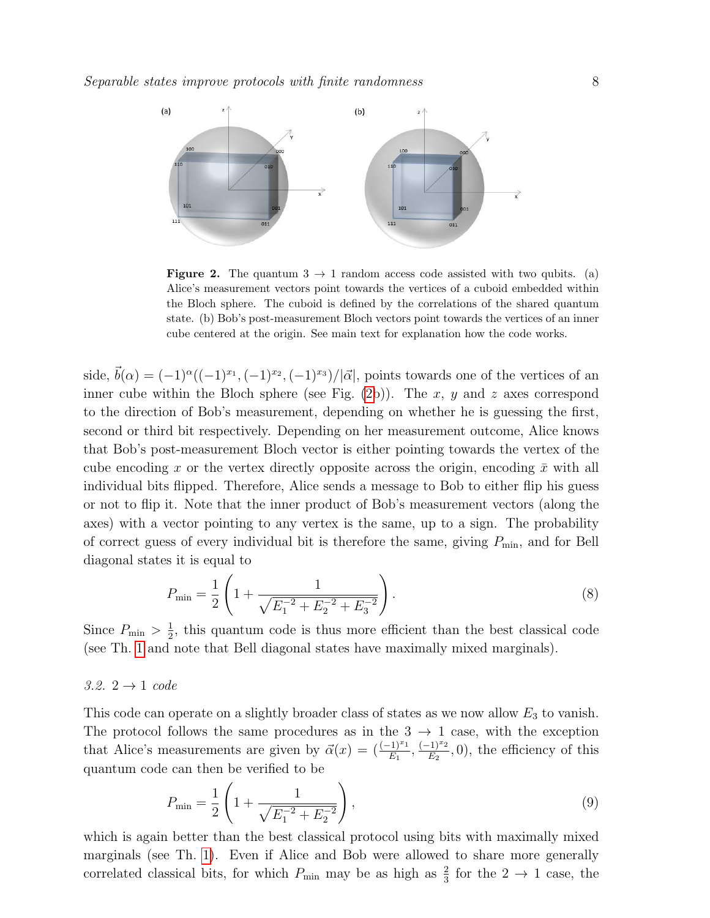**Figure 2.** The quantum $3 \to 1$ random access code assisted with two qubits. (a) Alice's measurement vectors point towards the vertices of a cuboid embedded within the Bloch sphere. The cuboid is defined by the correlations of the shared quantum state. (b) Bob's post-measurement Bloch vectors point towards the vertices of an inner cube centered at the origin. See main text for explanation how the code works.

side, $\vec{b}(\alpha) = (-1)^{\alpha}((-1)^{x_1}, (-1)^{x_2}, (-1)^{x_3})/|\vec{\alpha}|$, points towards one of the vertices of an inner cube within the Bloch sphere (see Fig. (2b)). The $x$, $y$ and $z$ axes correspond to the direction of Bob's measurement, depending on whether he is guessing the first, second or third bit respectively. Depending on her measurement outcome, Alice knows that Bob's post-measurement Bloch vector is either pointing towards the vertex of the cube encoding $x$ or the vertex directly opposite across the origin, encoding $\bar{x}$ with all individual bits flipped. Therefore, Alice sends a message to Bob to either flip his guess or not to flip it. Note that the inner product of Bob's measurement vectors (along the axes) with a vector pointing to any vertex is the same, up to a sign. The probability of correct guess of every individual bit is therefore the same, giving $P_{\min}$, and for Bell diagonal states it is equal to

$$P_{\min} = \frac{1}{2}\left(1 + \frac{1}{\sqrt{E_1^{-2} + E_2^{-2} + E_3^{-2}}}\right). \tag{8}$$

Since $P_{\min} > \frac{1}{2}$, this quantum code is thus more efficient than the best classical code (see Th. 1 and note that Bell diagonal states have maximally mixed marginals).

### 3.2. $2 \to 1$ code

This code can operate on a slightly broader class of states as we now allow $E_3$ to vanish. The protocol follows the same procedures as in the $3 \to 1$ case, with the exception that Alice's measurements are given by $\vec{\alpha}(x) = (\frac{(-1)^{x_1}}{E_1}, \frac{(-1)^{x_2}}{E_2}, 0)$, the efficiency of this quantum code can then be verified to be

$$P_{\min} = \frac{1}{2}\left(1 + \frac{1}{\sqrt{E_1^{-2} + E_2^{-2}}}\right), \tag{9}$$

which is again better than the best classical protocol using bits with maximally mixed marginals (see Th. 1). Even if Alice and Bob were allowed to share more generally correlated classical bits, for which $P_{\min}$ may be as high as $\frac{2}{3}$ for the $2 \to 1$ case, the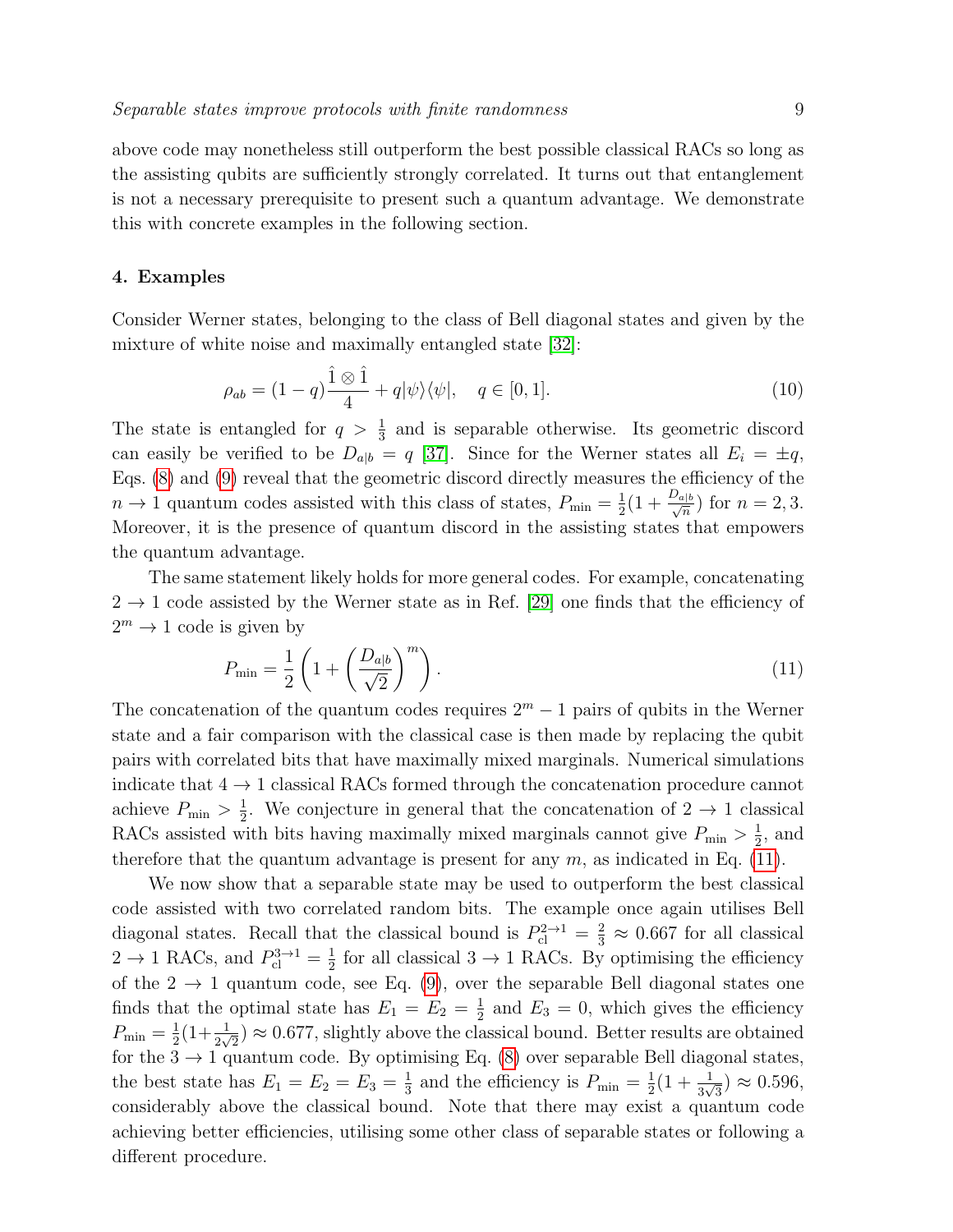above code may nonetheless still outperform the best possible classical RACs so long as the assisting qubits are sufficiently strongly correlated. It turns out that entanglement is not a necessary prerequisite to present such a quantum advantage. We demonstrate this with concrete examples in the following section.

## 4. Examples

Consider Werner states, belonging to the class of Bell diagonal states and given by the mixture of white noise and maximally entangled state [32]:

$$\rho_{ab} = (1-q)\frac{\hat{1} \otimes \hat{1}}{4} + q|\psi\rangle\langle\psi|, \quad q \in [0,1]. \tag{10}$$

The state is entangled for $q > \frac{1}{3}$ and is separable otherwise. Its geometric discord can easily be verified to be $D_{a|b} = q$ [37]. Since for the Werner states all $E_i = \pm q$, Eqs. (8) and (9) reveal that the geometric discord directly measures the efficiency of the $n \to 1$ quantum codes assisted with this class of states, $P_{\min} = \frac{1}{2}(1 + \frac{D_{a|b}}{\sqrt{n}})$ for $n = 2, 3$. Moreover, it is the presence of quantum discord in the assisting states that empowers the quantum advantage.

The same statement likely holds for more general codes. For example, concatenating $2 \to 1$ code assisted by the Werner state as in Ref. [29] one finds that the efficiency of $2^m \to 1$ code is given by

$$P_{\min} = \frac{1}{2}\left(1 + \left(\frac{D_{a|b}}{\sqrt{2}}\right)^m\right). \tag{11}$$

The concatenation of the quantum codes requires $2^m - 1$ pairs of qubits in the Werner state and a fair comparison with the classical case is then made by replacing the qubit pairs with correlated bits that have maximally mixed marginals. Numerical simulations indicate that $4 \to 1$ classical RACs formed through the concatenation procedure cannot achieve $P_{\min} > \frac{1}{2}$. We conjecture in general that the concatenation of $2 \to 1$ classical RACs assisted with bits having maximally mixed marginals cannot give $P_{\min} > \frac{1}{2}$, and therefore that the quantum advantage is present for any $m$, as indicated in Eq. (11).

We now show that a separable state may be used to outperform the best classical code assisted with two correlated random bits. The example once again utilises Bell diagonal states. Recall that the classical bound is $P_{\text{cl}}^{2\to 1} = \frac{2}{3} \approx 0.667$ for all classical $2 \to 1$ RACs, and $P_{\text{cl}}^{3\to 1} = \frac{1}{2}$ for all classical $3 \to 1$ RACs. By optimising the efficiency of the $2 \to 1$ quantum code, see Eq. (9), over the separable Bell diagonal states one finds that the optimal state has $E_1 = E_2 = \frac{1}{2}$ and $E_3 = 0$, which gives the efficiency $P_{\min} = \frac{1}{2}(1 + \frac{1}{2\sqrt{2}}) \approx 0.677$, slightly above the classical bound. Better results are obtained for the $3 \to 1$ quantum code. By optimising Eq. (8) over separable Bell diagonal states, the best state has $E_1 = E_2 = E_3 = \frac{1}{3}$ and the efficiency is $P_{\min} = \frac{1}{2}(1 + \frac{1}{3\sqrt{3}}) \approx 0.596$, considerably above the classical bound. Note that there may exist a quantum code achieving better efficiencies, utilising some other class of separable states or following a different procedure.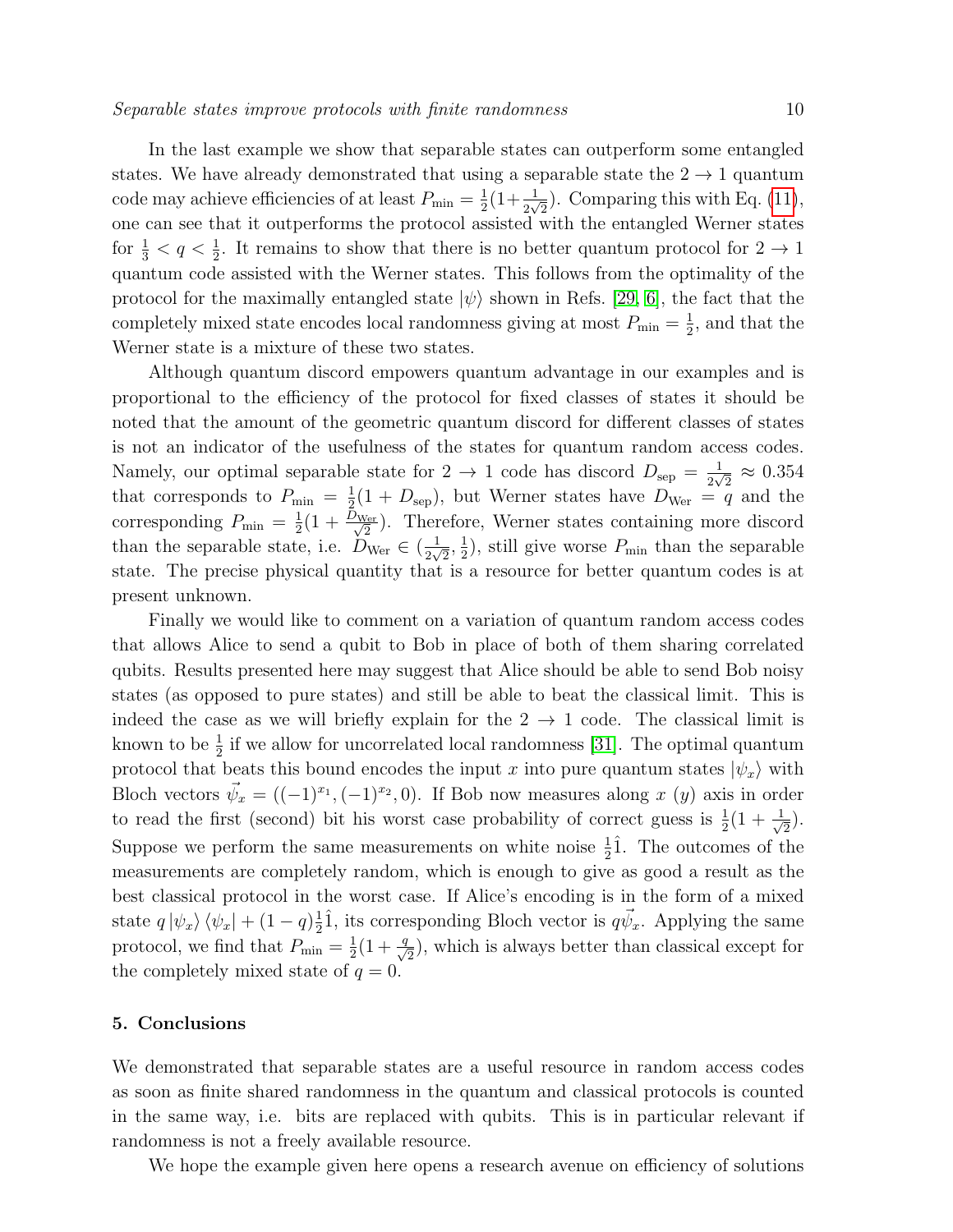In the last example we show that separable states can outperform some entangled states. We have already demonstrated that using a separable state the $2 \to 1$ quantum code may achieve efficiencies of at least $P_{\min} = \frac{1}{2}(1+\frac{1}{2\sqrt{2}})$. Comparing this with Eq. (11), one can see that it outperforms the protocol assisted with the entangled Werner states for $\frac{1}{3} < q < \frac{1}{2}$. It remains to show that there is no better quantum protocol for $2 \to 1$ quantum code assisted with the Werner states. This follows from the optimality of the protocol for the maximally entangled state $|\psi\rangle$ shown in Refs. [29, 6], the fact that the completely mixed state encodes local randomness giving at most $P_{\min} = \frac{1}{2}$, and that the Werner state is a mixture of these two states.

Although quantum discord empowers quantum advantage in our examples and is proportional to the efficiency of the protocol for fixed classes of states it should be noted that the amount of the geometric quantum discord for different classes of states is not an indicator of the usefulness of the states for quantum random access codes. Namely, our optimal separable state for $2 \to 1$ code has discord $D_{\text{sep}} = \frac{1}{2\sqrt{2}} \approx 0.354$ that corresponds to $P_{\min} = \frac{1}{2}(1 + D_{\text{sep}})$, but Werner states have $D_{\text{Wer}} = q$ and the corresponding $P_{\min} = \frac{1}{2}(1 + \frac{D_{\text{Wer}}}{\sqrt{2}})$. Therefore, Werner states containing more discord than the separable state, i.e. $D_{\text{Wer}} \in (\frac{1}{2\sqrt{2}}, \frac{1}{2})$, still give worse $P_{\min}$ than the separable state. The precise physical quantity that is a resource for better quantum codes is at present unknown.

Finally we would like to comment on a variation of quantum random access codes that allows Alice to send a qubit to Bob in place of both of them sharing correlated qubits. Results presented here may suggest that Alice should be able to send Bob noisy states (as opposed to pure states) and still be able to beat the classical limit. This is indeed the case as we will briefly explain for the $2 \to 1$ code. The classical limit is known to be $\frac{1}{2}$ if we allow for uncorrelated local randomness [31]. The optimal quantum protocol that beats this bound encodes the input $x$ into pure quantum states $|\psi_x\rangle$ with Bloch vectors $\vec{\psi}_x = ((-1)^{x_1}, (-1)^{x_2}, 0)$. If Bob now measures along $x$ ($y$) axis in order to read the first (second) bit his worst case probability of correct guess is $\frac{1}{2}(1 + \frac{1}{\sqrt{2}})$. Suppose we perform the same measurements on white noise $\frac{1}{2}\hat{1}$. The outcomes of the measurements are completely random, which is enough to give as good a result as the best classical protocol in the worst case. If Alice's encoding is in the form of a mixed state $q\,|\psi_x\rangle\langle\psi_x| + (1-q)\frac{1}{2}\hat{1}$, its corresponding Bloch vector is $q\vec{\psi}_x$. Applying the same protocol, we find that $P_{\min} = \frac{1}{2}(1 + \frac{q}{\sqrt{2}})$, which is always better than classical except for the completely mixed state of $q = 0$.

## 5. Conclusions

We demonstrated that separable states are a useful resource in random access codes as soon as finite shared randomness in the quantum and classical protocols is counted in the same way, i.e. bits are replaced with qubits. This is in particular relevant if randomness is not a freely available resource.

We hope the example given here opens a research avenue on efficiency of solutions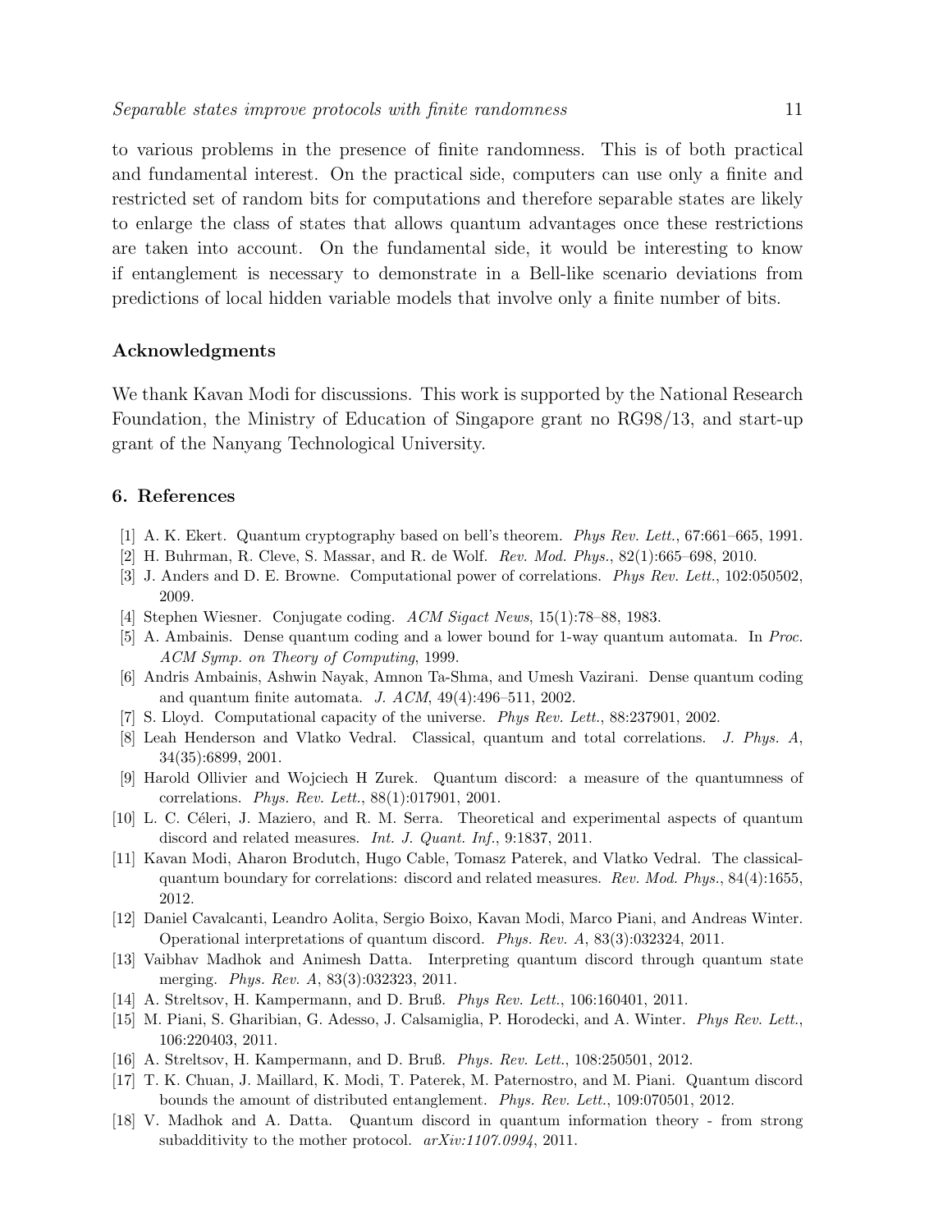to various problems in the presence of finite randomness. This is of both practical and fundamental interest. On the practical side, computers can use only a finite and restricted set of random bits for computations and therefore separable states are likely to enlarge the class of states that allows quantum advantages once these restrictions are taken into account. On the fundamental side, it would be interesting to know if entanglement is necessary to demonstrate in a Bell-like scenario deviations from predictions of local hidden variable models that involve only a finite number of bits.

### Acknowledgments

We thank Kavan Modi for discussions. This work is supported by the National Research Foundation, the Ministry of Education of Singapore grant no RG98/13, and start-up grant of the Nanyang Technological University.

## 6. References

[1] A. K. Ekert. Quantum cryptography based on bell's theorem. *Phys Rev. Lett.*, 67:661–665, 1991.

[2] H. Buhrman, R. Cleve, S. Massar, and R. de Wolf. *Rev. Mod. Phys.*, 82(1):665–698, 2010.

[3] J. Anders and D. E. Browne. Computational power of correlations. *Phys Rev. Lett.*, 102:050502, 2009.

[4] Stephen Wiesner. Conjugate coding. *ACM Sigact News*, 15(1):78–88, 1983.

[5] A. Ambainis. Dense quantum coding and a lower bound for 1-way quantum automata. In *Proc. ACM Symp. on Theory of Computing*, 1999.

[6] Andris Ambainis, Ashwin Nayak, Amnon Ta-Shma, and Umesh Vazirani. Dense quantum coding and quantum finite automata. *J. ACM*, 49(4):496–511, 2002.

[7] S. Lloyd. Computational capacity of the universe. *Phys Rev. Lett.*, 88:237901, 2002.

[8] Leah Henderson and Vlatko Vedral. Classical, quantum and total correlations. *J. Phys. A*, 34(35):6899, 2001.

[9] Harold Ollivier and Wojciech H Zurek. Quantum discord: a measure of the quantumness of correlations. *Phys. Rev. Lett.*, 88(1):017901, 2001.

[10] L. C. Céleri, J. Maziero, and R. M. Serra. Theoretical and experimental aspects of quantum discord and related measures. *Int. J. Quant. Inf.*, 9:1837, 2011.

[11] Kavan Modi, Aharon Brodutch, Hugo Cable, Tomasz Paterek, and Vlatko Vedral. The classical-quantum boundary for correlations: discord and related measures. *Rev. Mod. Phys.*, 84(4):1655, 2012.

[12] Daniel Cavalcanti, Leandro Aolita, Sergio Boixo, Kavan Modi, Marco Piani, and Andreas Winter. Operational interpretations of quantum discord. *Phys. Rev. A*, 83(3):032324, 2011.

[13] Vaibhav Madhok and Animesh Datta. Interpreting quantum discord through quantum state merging. *Phys. Rev. A*, 83(3):032323, 2011.

[14] A. Streltsov, H. Kampermann, and D. Bruß. *Phys Rev. Lett.*, 106:160401, 2011.

[15] M. Piani, S. Gharibian, G. Adesso, J. Calsamiglia, P. Horodecki, and A. Winter. *Phys Rev. Lett.*, 106:220403, 2011.

[16] A. Streltsov, H. Kampermann, and D. Bruß. *Phys. Rev. Lett.*, 108:250501, 2012.

[17] T. K. Chuan, J. Maillard, K. Modi, T. Paterek, M. Paternostro, and M. Piani. Quantum discord bounds the amount of distributed entanglement. *Phys. Rev. Lett.*, 109:070501, 2012.

[18] V. Madhok and A. Datta. Quantum discord in quantum information theory - from strong subadditivity to the mother protocol. *arXiv:1107.0994*, 2011.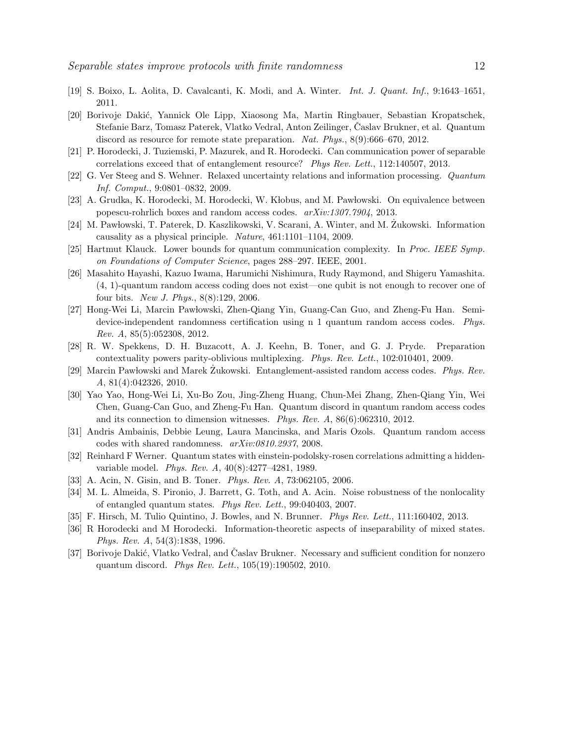[19] S. Boixo, L. Aolita, D. Cavalcanti, K. Modi, and A. Winter. *Int. J. Quant. Inf.*, 9:1643–1651, 2011.

[20] Borivoje Dakić, Yannick Ole Lipp, Xiaosong Ma, Martin Ringbauer, Sebastian Kropatschek, Stefanie Barz, Tomasz Paterek, Vlatko Vedral, Anton Zeilinger, Časlav Brukner, et al. Quantum discord as resource for remote state preparation. *Nat. Phys.*, 8(9):666–670, 2012.

[21] P. Horodecki, J. Tuziemski, P. Mazurek, and R. Horodecki. Can communication power of separable correlations exceed that of entanglement resource? *Phys Rev. Lett.*, 112:140507, 2013.

[22] G. Ver Steeg and S. Wehner. Relaxed uncertainty relations and information processing. *Quantum Inf. Comput.*, 9:0801–0832, 2009.

[23] A. Grudka, K. Horodecki, M. Horodecki, W. Kłobus, and M. Pawłowski. On equivalence between popescu-rohrlich boxes and random access codes. *arXiv:1307.7904*, 2013.

[24] M. Pawłowski, T. Paterek, D. Kaszlikowski, V. Scarani, A. Winter, and M. Żukowski. Information causality as a physical principle. *Nature*, 461:1101–1104, 2009.

[25] Hartmut Klauck. Lower bounds for quantum communication complexity. In *Proc. IEEE Symp. on Foundations of Computer Science*, pages 288–297. IEEE, 2001.

[26] Masahito Hayashi, Kazuo Iwama, Harumichi Nishimura, Rudy Raymond, and Shigeru Yamashita. (4, 1)-quantum random access coding does not exist—one qubit is not enough to recover one of four bits. *New J. Phys.*, 8(8):129, 2006.

[27] Hong-Wei Li, Marcin Pawłowski, Zhen-Qiang Yin, Guang-Can Guo, and Zheng-Fu Han. Semi-device-independent randomness certification using n 1 quantum random access codes. *Phys. Rev. A*, 85(5):052308, 2012.

[28] R. W. Spekkens, D. H. Buzacott, A. J. Keehn, B. Toner, and G. J. Pryde. Preparation contextuality powers parity-oblivious multiplexing. *Phys. Rev. Lett.*, 102:010401, 2009.

[29] Marcin Pawłowski and Marek Żukowski. Entanglement-assisted random access codes. *Phys. Rev. A*, 81(4):042326, 2010.

[30] Yao Yao, Hong-Wei Li, Xu-Bo Zou, Jing-Zheng Huang, Chun-Mei Zhang, Zhen-Qiang Yin, Wei Chen, Guang-Can Guo, and Zheng-Fu Han. Quantum discord in quantum random access codes and its connection to dimension witnesses. *Phys. Rev. A*, 86(6):062310, 2012.

[31] Andris Ambainis, Debbie Leung, Laura Mancinska, and Maris Ozols. Quantum random access codes with shared randomness. *arXiv:0810.2937*, 2008.

[32] Reinhard F Werner. Quantum states with einstein-podolsky-rosen correlations admitting a hidden-variable model. *Phys. Rev. A*, 40(8):4277–4281, 1989.

[33] A. Acin, N. Gisin, and B. Toner. *Phys. Rev. A*, 73:062105, 2006.

[34] M. L. Almeida, S. Pironio, J. Barrett, G. Toth, and A. Acin. Noise robustness of the nonlocality of entangled quantum states. *Phys Rev. Lett.*, 99:040403, 2007.

[35] F. Hirsch, M. Tulio Quintino, J. Bowles, and N. Brunner. *Phys Rev. Lett.*, 111:160402, 2013.

[36] R Horodecki and M Horodecki. Information-theoretic aspects of inseparability of mixed states. *Phys. Rev. A*, 54(3):1838, 1996.

[37] Borivoje Dakić, Vlatko Vedral, and Časlav Brukner. Necessary and sufficient condition for nonzero quantum discord. *Phys Rev. Lett.*, 105(19):190502, 2010.